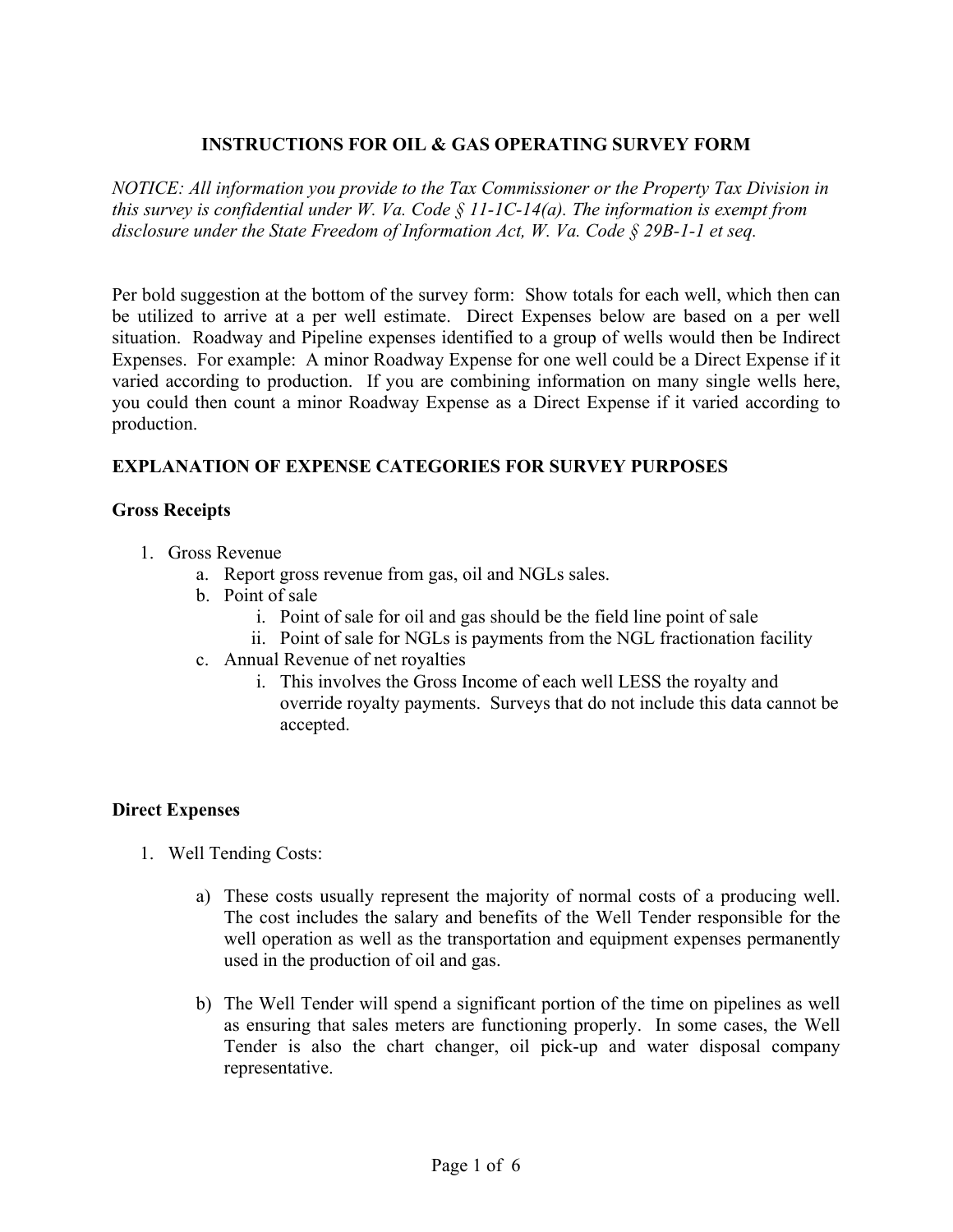# INSTRUCTIONS FOR OIL & GAS OPERATING SURVEY FORM

*NOTICE: All information you provide to the Tax Commissioner or the Property Tax Division in this survey is confidential under W. Va. Code § 11-1C-14(a). The information is exempt from disclosure under the State Freedom of Information Act, W. Va. Code § 29B-1-1 et seq.*

Per bold suggestion at the bottom of the survey form: Show totals for each well, which then can be utilized to arrive at a per well estimate. Direct Expenses below are based on a per well situation. Roadway and Pipeline expenses identified to a group of wells would then be Indirect Expenses. For example: A minor Roadway Expense for one well could be a Direct Expense if it varied according to production. If you are combining information on many single wells here, you could then count a minor Roadway Expense as a Direct Expense if it varied according to production.

## EXPLANATION OF EXPENSE CATEGORIES FOR SURVEY PURPOSES

### Gross Receipts

1. Gross Revenue
   a. Report gross revenue from gas, oil and NGLs sales.
   b. Point of sale
      i. Point of sale for oil and gas should be the field line point of sale
      ii. Point of sale for NGLs is payments from the NGL fractionation facility
   c. Annual Revenue of net royalties
      i. This involves the Gross Income of each well LESS the royalty and override royalty payments. Surveys that do not include this data cannot be accepted.

### Direct Expenses

1. Well Tending Costs:

   a) These costs usually represent the majority of normal costs of a producing well. The cost includes the salary and benefits of the Well Tender responsible for the well operation as well as the transportation and equipment expenses permanently used in the production of oil and gas.

   b) The Well Tender will spend a significant portion of the time on pipelines as well as ensuring that sales meters are functioning properly. In some cases, the Well Tender is also the chart changer, oil pick-up and water disposal company representative.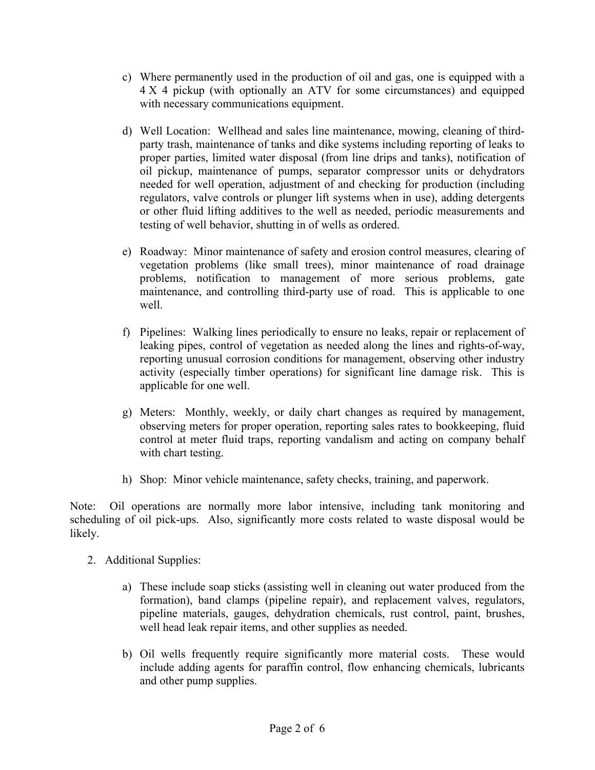c) Where permanently used in the production of oil and gas, one is equipped with a 4 X 4 pickup (with optionally an ATV for some circumstances) and equipped with necessary communications equipment.

d) Well Location: Wellhead and sales line maintenance, mowing, cleaning of third-party trash, maintenance of tanks and dike systems including reporting of leaks to proper parties, limited water disposal (from line drips and tanks), notification of oil pickup, maintenance of pumps, separator compressor units or dehydrators needed for well operation, adjustment of and checking for production (including regulators, valve controls or plunger lift systems when in use), adding detergents or other fluid lifting additives to the well as needed, periodic measurements and testing of well behavior, shutting in of wells as ordered.

e) Roadway: Minor maintenance of safety and erosion control measures, clearing of vegetation problems (like small trees), minor maintenance of road drainage problems, notification to management of more serious problems, gate maintenance, and controlling third-party use of road. This is applicable to one well.

f) Pipelines: Walking lines periodically to ensure no leaks, repair or replacement of leaking pipes, control of vegetation as needed along the lines and rights-of-way, reporting unusual corrosion conditions for management, observing other industry activity (especially timber operations) for significant line damage risk. This is applicable for one well.

g) Meters: Monthly, weekly, or daily chart changes as required by management, observing meters for proper operation, reporting sales rates to bookkeeping, fluid control at meter fluid traps, reporting vandalism and acting on company behalf with chart testing.

h) Shop: Minor vehicle maintenance, safety checks, training, and paperwork.

Note: Oil operations are normally more labor intensive, including tank monitoring and scheduling of oil pick-ups. Also, significantly more costs related to waste disposal would be likely.

2. Additional Supplies:

   a) These include soap sticks (assisting well in cleaning out water produced from the formation), band clamps (pipeline repair), and replacement valves, regulators, pipeline materials, gauges, dehydration chemicals, rust control, paint, brushes, well head leak repair items, and other supplies as needed.

   b) Oil wells frequently require significantly more material costs. These would include adding agents for paraffin control, flow enhancing chemicals, lubricants and other pump supplies.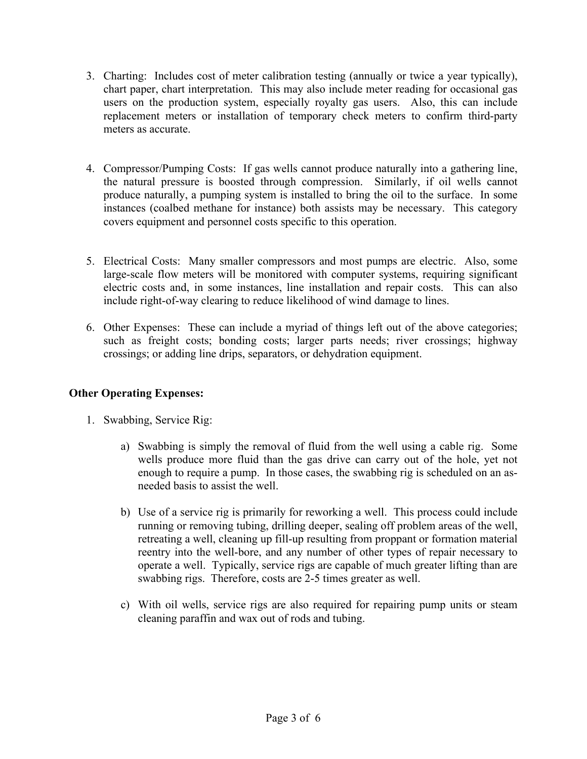3. Charting: Includes cost of meter calibration testing (annually or twice a year typically), chart paper, chart interpretation. This may also include meter reading for occasional gas users on the production system, especially royalty gas users. Also, this can include replacement meters or installation of temporary check meters to confirm third-party meters as accurate.

4. Compressor/Pumping Costs: If gas wells cannot produce naturally into a gathering line, the natural pressure is boosted through compression. Similarly, if oil wells cannot produce naturally, a pumping system is installed to bring the oil to the surface. In some instances (coalbed methane for instance) both assists may be necessary. This category covers equipment and personnel costs specific to this operation.

5. Electrical Costs: Many smaller compressors and most pumps are electric. Also, some large-scale flow meters will be monitored with computer systems, requiring significant electric costs and, in some instances, line installation and repair costs. This can also include right-of-way clearing to reduce likelihood of wind damage to lines.

6. Other Expenses: These can include a myriad of things left out of the above categories; such as freight costs; bonding costs; larger parts needs; river crossings; highway crossings; or adding line drips, separators, or dehydration equipment.

**Other Operating Expenses:**

1. Swabbing, Service Rig:

    a) Swabbing is simply the removal of fluid from the well using a cable rig. Some wells produce more fluid than the gas drive can carry out of the hole, yet not enough to require a pump. In those cases, the swabbing rig is scheduled on an as-needed basis to assist the well.

    b) Use of a service rig is primarily for reworking a well. This process could include running or removing tubing, drilling deeper, sealing off problem areas of the well, retreating a well, cleaning up fill-up resulting from proppant or formation material reentry into the well-bore, and any number of other types of repair necessary to operate a well. Typically, service rigs are capable of much greater lifting than are swabbing rigs. Therefore, costs are 2-5 times greater as well.

    c) With oil wells, service rigs are also required for repairing pump units or steam cleaning paraffin and wax out of rods and tubing.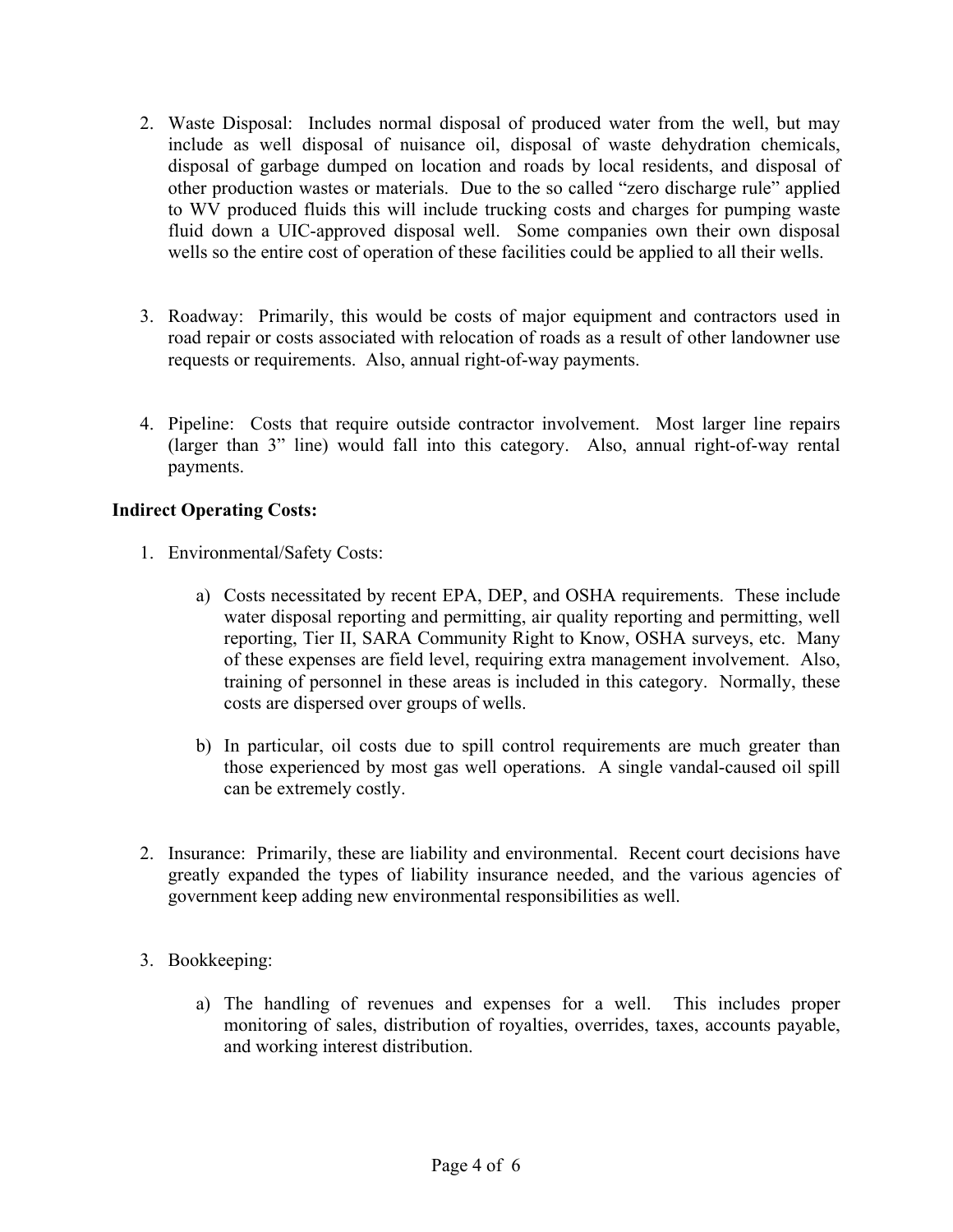2. Waste Disposal: Includes normal disposal of produced water from the well, but may include as well disposal of nuisance oil, disposal of waste dehydration chemicals, disposal of garbage dumped on location and roads by local residents, and disposal of other production wastes or materials. Due to the so called "zero discharge rule" applied to WV produced fluids this will include trucking costs and charges for pumping waste fluid down a UIC-approved disposal well. Some companies own their own disposal wells so the entire cost of operation of these facilities could be applied to all their wells.

3. Roadway: Primarily, this would be costs of major equipment and contractors used in road repair or costs associated with relocation of roads as a result of other landowner use requests or requirements. Also, annual right-of-way payments.

4. Pipeline: Costs that require outside contractor involvement. Most larger line repairs (larger than 3" line) would fall into this category. Also, annual right-of-way rental payments.

**Indirect Operating Costs:**

1. Environmental/Safety Costs:

   a) Costs necessitated by recent EPA, DEP, and OSHA requirements. These include water disposal reporting and permitting, air quality reporting and permitting, well reporting, Tier II, SARA Community Right to Know, OSHA surveys, etc. Many of these expenses are field level, requiring extra management involvement. Also, training of personnel in these areas is included in this category. Normally, these costs are dispersed over groups of wells.

   b) In particular, oil costs due to spill control requirements are much greater than those experienced by most gas well operations. A single vandal-caused oil spill can be extremely costly.

2. Insurance: Primarily, these are liability and environmental. Recent court decisions have greatly expanded the types of liability insurance needed, and the various agencies of government keep adding new environmental responsibilities as well.

3. Bookkeeping:

   a) The handling of revenues and expenses for a well. This includes proper monitoring of sales, distribution of royalties, overrides, taxes, accounts payable, and working interest distribution.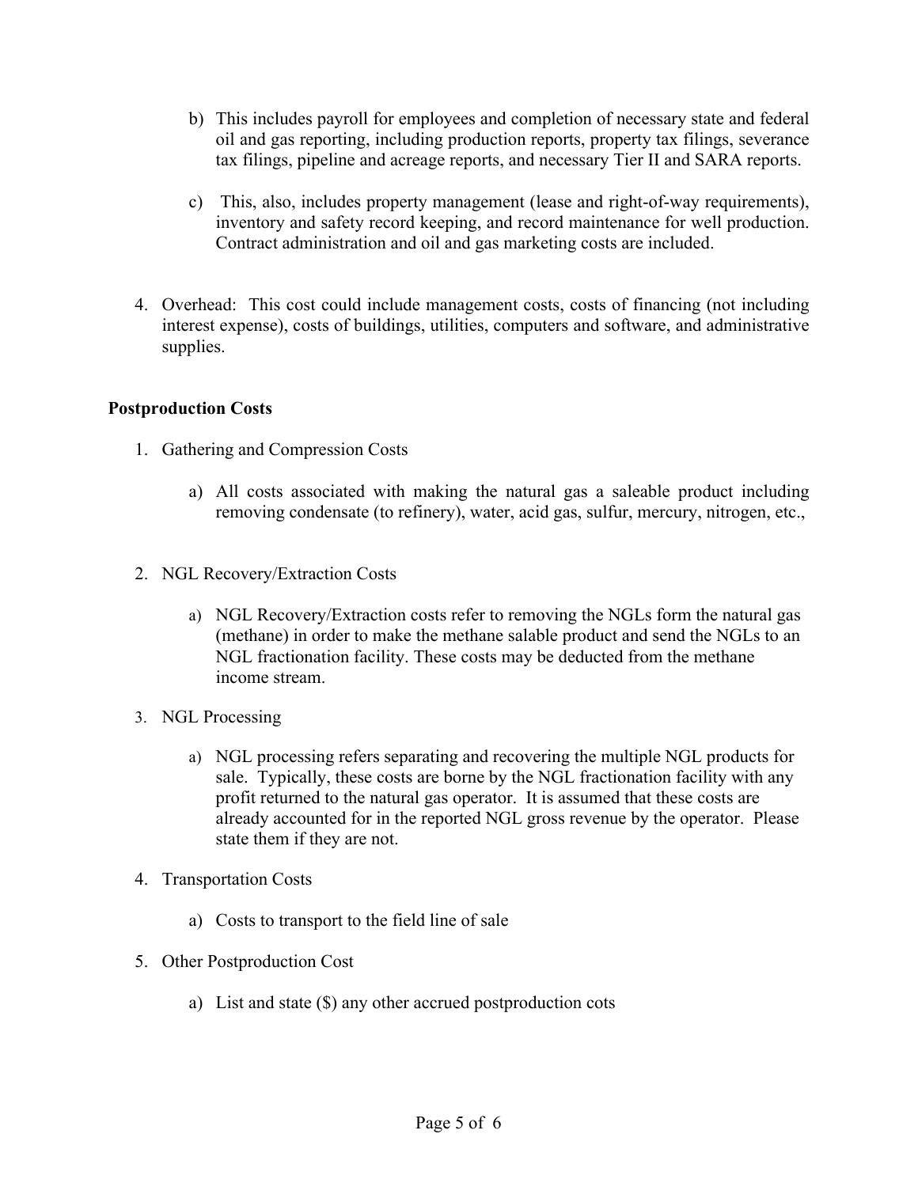b) This includes payroll for employees and completion of necessary state and federal oil and gas reporting, including production reports, property tax filings, severance tax filings, pipeline and acreage reports, and necessary Tier II and SARA reports.

c) This, also, includes property management (lease and right-of-way requirements), inventory and safety record keeping, and record maintenance for well production. Contract administration and oil and gas marketing costs are included.

4. Overhead: This cost could include management costs, costs of financing (not including interest expense), costs of buildings, utilities, computers and software, and administrative supplies.

**Postproduction Costs**

1. Gathering and Compression Costs

   a) All costs associated with making the natural gas a saleable product including removing condensate (to refinery), water, acid gas, sulfur, mercury, nitrogen, etc.,

2. NGL Recovery/Extraction Costs

   a) NGL Recovery/Extraction costs refer to removing the NGLs form the natural gas (methane) in order to make the methane salable product and send the NGLs to an NGL fractionation facility. These costs may be deducted from the methane income stream.

3. NGL Processing

   a) NGL processing refers separating and recovering the multiple NGL products for sale. Typically, these costs are borne by the NGL fractionation facility with any profit returned to the natural gas operator. It is assumed that these costs are already accounted for in the reported NGL gross revenue by the operator. Please state them if they are not.

4. Transportation Costs

   a) Costs to transport to the field line of sale

5. Other Postproduction Cost

   a) List and state ($) any other accrued postproduction cots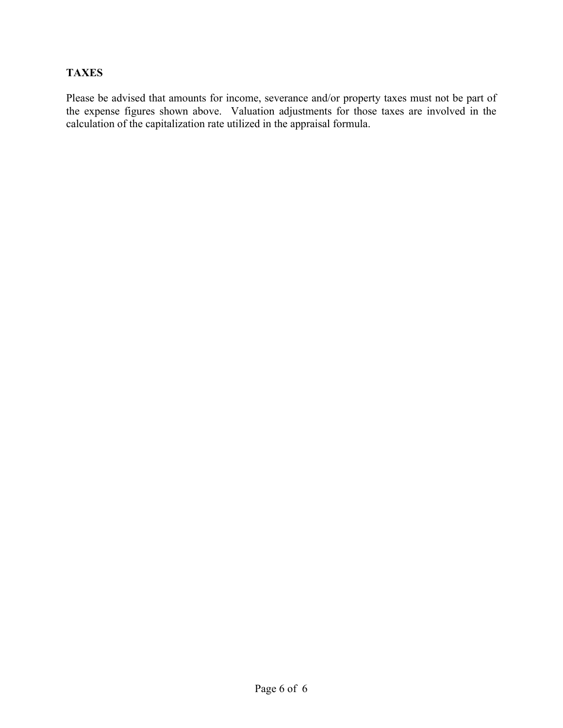## TAXES

Please be advised that amounts for income, severance and/or property taxes must not be part of the expense figures shown above. Valuation adjustments for those taxes are involved in the calculation of the capitalization rate utilized in the appraisal formula.